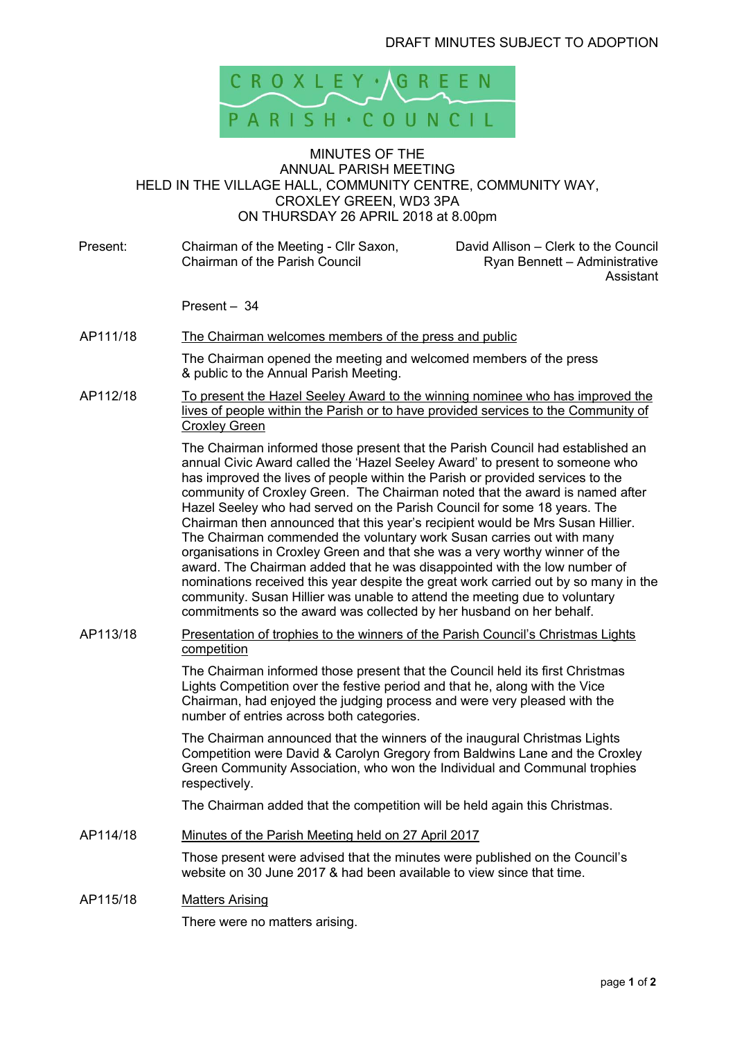DRAFT MINUTES SUBJECT TO ADOPTION

CROXLEY GREEN PARISH COUNCIL

# MINUTES OF THE ANNUAL PARISH MEETING HELD IN THE VILLAGE HALL, COMMUNITY CENTRE, COMMUNITY WAY, CROXLEY GREEN, WD3 3PA ON THURSDAY 26 APRIL 2018 at 8.00pm

Present: Chairman of the Meeting - Cllr Saxon, Chairman of the Parish Council

David Allison – Clerk to the Council
Ryan Bennett – Administrative Assistant

Present – 34

**AP111/18** The Chairman welcomes members of the press and public

The Chairman opened the meeting and welcomed members of the press & public to the Annual Parish Meeting.

**AP112/18** To present the Hazel Seeley Award to the winning nominee who has improved the lives of people within the Parish or to have provided services to the Community of Croxley Green

The Chairman informed those present that the Parish Council had established an annual Civic Award called the 'Hazel Seeley Award' to present to someone who has improved the lives of people within the Parish or provided services to the community of Croxley Green. The Chairman noted that the award is named after Hazel Seeley who had served on the Parish Council for some 18 years. The Chairman then announced that this year's recipient would be Mrs Susan Hillier. The Chairman commended the voluntary work Susan carries out with many organisations in Croxley Green and that she was a very worthy winner of the award. The Chairman added that he was disappointed with the low number of nominations received this year despite the great work carried out by so many in the community. Susan Hillier was unable to attend the meeting due to voluntary commitments so the award was collected by her husband on her behalf.

**AP113/18** Presentation of trophies to the winners of the Parish Council's Christmas Lights competition

The Chairman informed those present that the Council held its first Christmas Lights Competition over the festive period and that he, along with the Vice Chairman, had enjoyed the judging process and were very pleased with the number of entries across both categories.

The Chairman announced that the winners of the inaugural Christmas Lights Competition were David & Carolyn Gregory from Baldwins Lane and the Croxley Green Community Association, who won the Individual and Communal trophies respectively.

The Chairman added that the competition will be held again this Christmas.

**AP114/18** Minutes of the Parish Meeting held on 27 April 2017

Those present were advised that the minutes were published on the Council's website on 30 June 2017 & had been available to view since that time.

**AP115/18** Matters Arising

There were no matters arising.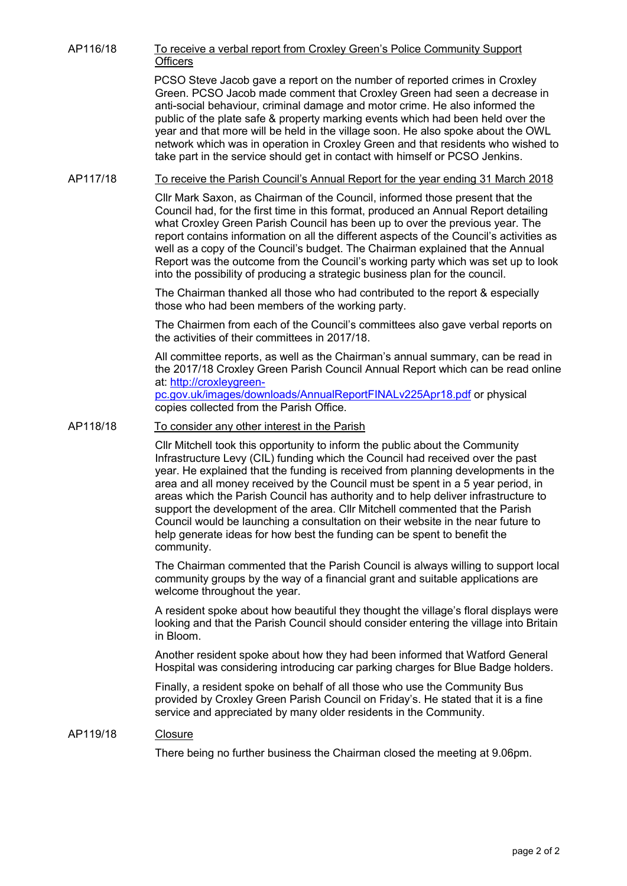**AP116/18** <u>To receive a verbal report from Croxley Green's Police Community Support Officers</u>

PCSO Steve Jacob gave a report on the number of reported crimes in Croxley Green. PCSO Jacob made comment that Croxley Green had seen a decrease in anti-social behaviour, criminal damage and motor crime. He also informed the public of the plate safe & property marking events which had been held over the year and that more will be held in the village soon. He also spoke about the OWL network which was in operation in Croxley Green and that residents who wished to take part in the service should get in contact with himself or PCSO Jenkins.

**AP117/18** <u>To receive the Parish Council's Annual Report for the year ending 31 March 2018</u>

Cllr Mark Saxon, as Chairman of the Council, informed those present that the Council had, for the first time in this format, produced an Annual Report detailing what Croxley Green Parish Council has been up to over the previous year. The report contains information on all the different aspects of the Council's activities as well as a copy of the Council's budget. The Chairman explained that the Annual Report was the outcome from the Council's working party which was set up to look into the possibility of producing a strategic business plan for the council.

The Chairman thanked all those who had contributed to the report & especially those who had been members of the working party.

The Chairmen from each of the Council's committees also gave verbal reports on the activities of their committees in 2017/18.

All committee reports, as well as the Chairman's annual summary, can be read in the 2017/18 Croxley Green Parish Council Annual Report which can be read online at: [http://croxleygreen-pc.gov.uk/images/downloads/AnnualReportFINALv225Apr18.pdf](http://croxleygreen-pc.gov.uk/images/downloads/AnnualReportFINALv225Apr18.pdf) or physical copies collected from the Parish Office.

**AP118/18** <u>To consider any other interest in the Parish</u>

Cllr Mitchell took this opportunity to inform the public about the Community Infrastructure Levy (CIL) funding which the Council had received over the past year. He explained that the funding is received from planning developments in the area and all money received by the Council must be spent in a 5 year period, in areas which the Parish Council has authority and to help deliver infrastructure to support the development of the area. Cllr Mitchell commented that the Parish Council would be launching a consultation on their website in the near future to help generate ideas for how best the funding can be spent to benefit the community.

The Chairman commented that the Parish Council is always willing to support local community groups by the way of a financial grant and suitable applications are welcome throughout the year.

A resident spoke about how beautiful they thought the village's floral displays were looking and that the Parish Council should consider entering the village into Britain in Bloom.

Another resident spoke about how they had been informed that Watford General Hospital was considering introducing car parking charges for Blue Badge holders.

Finally, a resident spoke on behalf of all those who use the Community Bus provided by Croxley Green Parish Council on Friday's. He stated that it is a fine service and appreciated by many older residents in the Community.

**AP119/18** <u>Closure</u>

There being no further business the Chairman closed the meeting at 9.06pm.